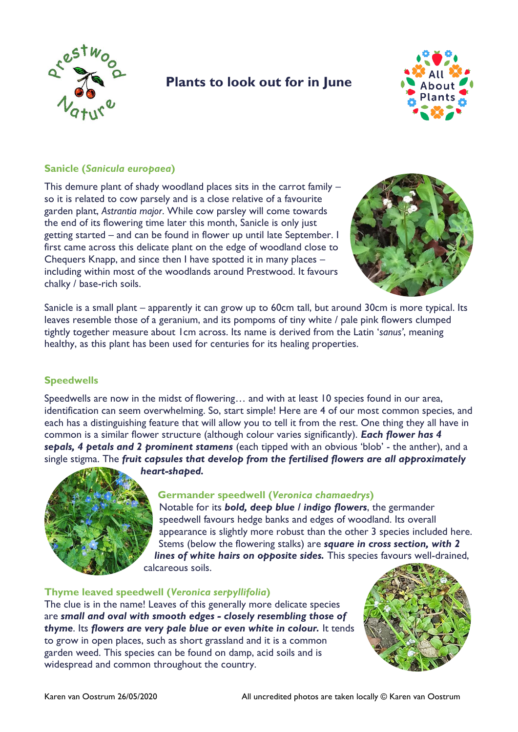# Plants to look out for in June

## Sanicle (*Sanicula europaea*)

This demure plant of shady woodland places sits in the carrot family – so it is related to cow parsely and is a close relative of a favourite garden plant, *Astrantia major*. While cow parsley will come towards the end of its flowering time later this month, Sanicle is only just getting started – and can be found in flower up until late September. I first came across this delicate plant on the edge of woodland close to Chequers Knapp, and since then I have spotted it in many places – including within most of the woodlands around Prestwood. It favours chalky / base-rich soils.

Sanicle is a small plant – apparently it can grow up to 60cm tall, but around 30cm is more typical. Its leaves resemble those of a geranium, and its pompoms of tiny white / pale pink flowers clumped tightly together measure about 1cm across. Its name is derived from the Latin '*sanus*', meaning healthy, as this plant has been used for centuries for its healing properties.

## Speedwells

Speedwells are now in the midst of flowering… and with at least 10 species found in our area, identification can seem overwhelming. So, start simple! Here are 4 of our most common species, and each has a distinguishing feature that will allow you to tell it from the rest. One thing they all have in common is a similar flower structure (although colour varies significantly). ***Each flower has 4 sepals, 4 petals and 2 prominent stamens*** (each tipped with an obvious 'blob' - the anther), and a single stigma. The ***fruit capsules that develop from the fertilised flowers are all approximately heart-shaped.***

### Germander speedwell (*Veronica chamaedrys*)

Notable for its ***bold, deep blue / indigo flowers***, the germander speedwell favours hedge banks and edges of woodland. Its overall appearance is slightly more robust than the other 3 species included here. Stems (below the flowering stalks) are ***square in cross section, with 2 lines of white hairs on opposite sides.*** This species favours well-drained, calcareous soils.

### Thyme leaved speedwell (*Veronica serpyllifolia*)

The clue is in the name! Leaves of this generally more delicate species are ***small and oval with smooth edges - closely resembling those of thyme***. Its ***flowers are very pale blue or even white in colour.*** It tends to grow in open places, such as short grassland and it is a common garden weed. This species can be found on damp, acid soils and is widespread and common throughout the country.

Karen van Oostrum 26/05/2020 All uncredited photos are taken locally © Karen van Oostrum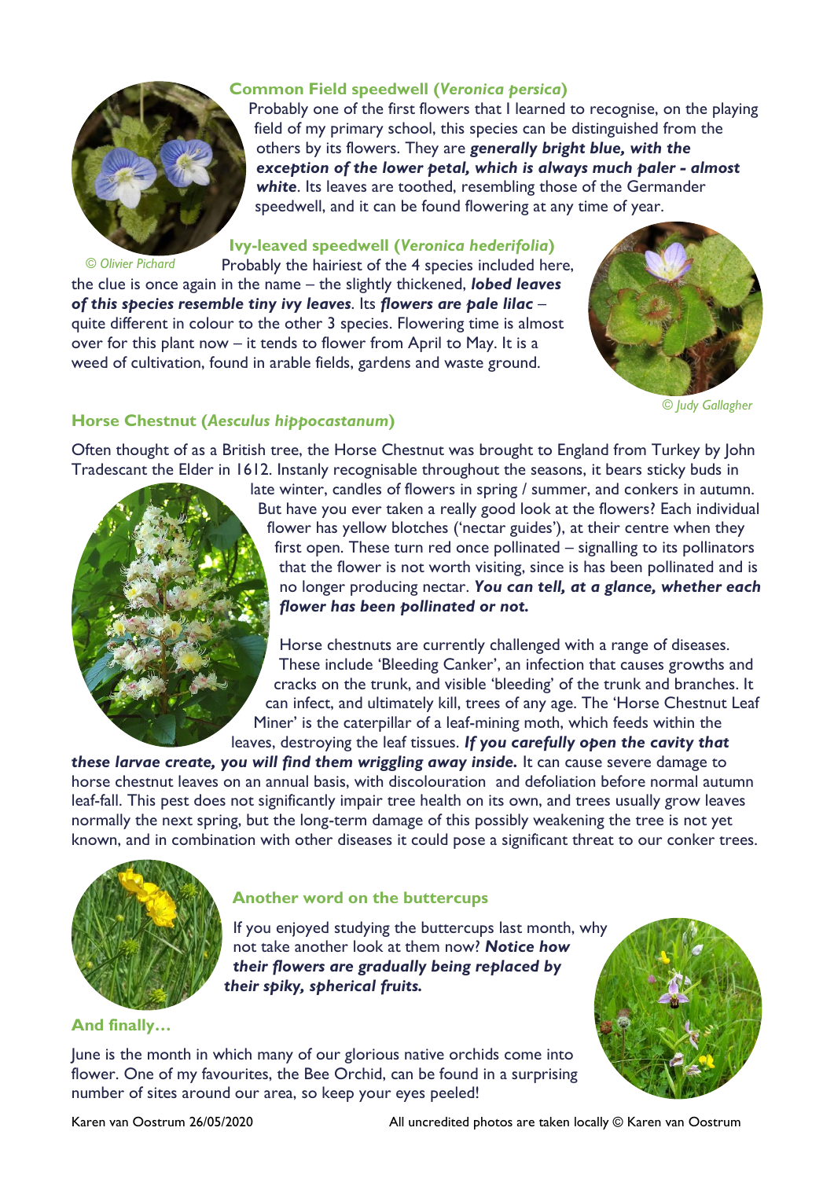### Common Field speedwell (*Veronica persica*)

Probably one of the first flowers that I learned to recognise, on the playing field of my primary school, this species can be distinguished from the others by its flowers. They are ***generally bright blue, with the exception of the lower petal, which is always much paler - almost white***. Its leaves are toothed, resembling those of the Germander speedwell, and it can be found flowering at any time of year.

*© Olivier Pichard*

### Ivy-leaved speedwell (*Veronica hederifolia*)

Probably the hairiest of the 4 species included here, the clue is once again in the name – the slightly thickened, ***lobed leaves of this species resemble tiny ivy leaves***. Its ***flowers are pale lilac*** – quite different in colour to the other 3 species. Flowering time is almost over for this plant now – it tends to flower from April to May. It is a weed of cultivation, found in arable fields, gardens and waste ground.

*© Judy Gallagher*

### Horse Chestnut (*Aesculus hippocastanum*)

Often thought of as a British tree, the Horse Chestnut was brought to England from Turkey by John Tradescant the Elder in 1612. Instanly recognisable throughout the seasons, it bears sticky buds in late winter, candles of flowers in spring / summer, and conkers in autumn. But have you ever taken a really good look at the flowers? Each individual flower has yellow blotches ('nectar guides'), at their centre when they first open. These turn red once pollinated – signalling to its pollinators that the flower is not worth visiting, since is has been pollinated and is no longer producing nectar. ***You can tell, at a glance, whether each flower has been pollinated or not.***

Horse chestnuts are currently challenged with a range of diseases. These include 'Bleeding Canker', an infection that causes growths and cracks on the trunk, and visible 'bleeding' of the trunk and branches. It can infect, and ultimately kill, trees of any age. The 'Horse Chestnut Leaf Miner' is the caterpillar of a leaf-mining moth, which feeds within the leaves, destroying the leaf tissues. ***If you carefully open the cavity that these larvae create, you will find them wriggling away inside.*** It can cause severe damage to horse chestnut leaves on an annual basis, with discolouration and defoliation before normal autumn leaf-fall. This pest does not significantly impair tree health on its own, and trees usually grow leaves normally the next spring, but the long-term damage of this possibly weakening the tree is not yet known, and in combination with other diseases it could pose a significant threat to our conker trees.

### Another word on the buttercups

If you enjoyed studying the buttercups last month, why not take another look at them now? ***Notice how their flowers are gradually being replaced by their spiky, spherical fruits.***

### And finally…

June is the month in which many of our glorious native orchids come into flower. One of my favourites, the Bee Orchid, can be found in a surprising number of sites around our area, so keep your eyes peeled!

Karen van Oostrum 26/05/2020

All uncredited photos are taken locally © Karen van Oostrum